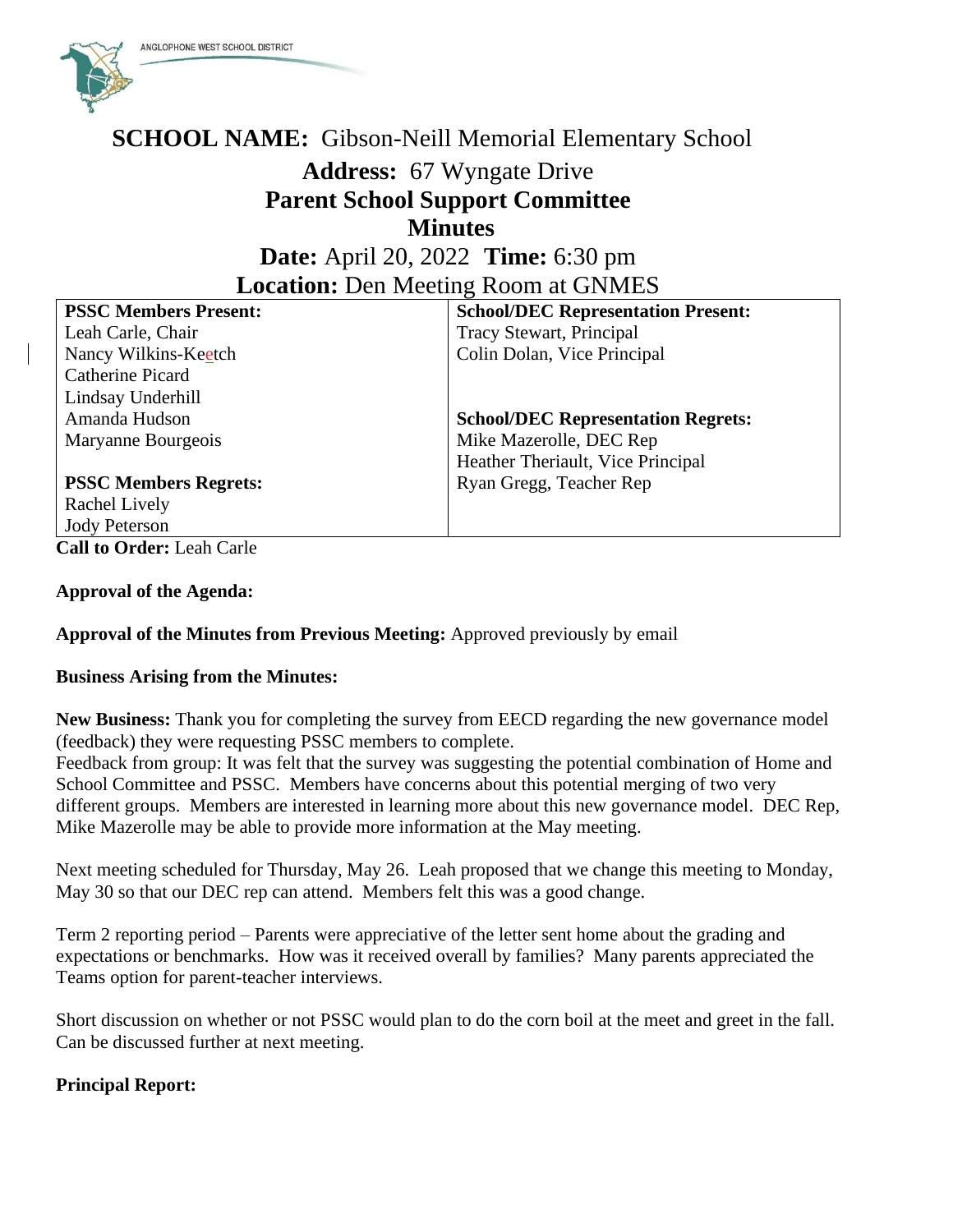ANGLOPHONE WEST SCHOOL DISTRICT

## SCHOOL NAME: Gibson-Neill Memorial Elementary School

### Address: 67 Wyngate Drive

### Parent School Support Committee

### Minutes

**Date:** April 20, 2022 **Time:** 6:30 pm

**Location:** Den Meeting Room at GNMES

| **PSSC Members Present:** | **School/DEC Representation Present:** |
|---|---|
| Leah Carle, Chair | Tracy Stewart, Principal |
| Nancy Wilkins-Keetch | Colin Dolan, Vice Principal |
| Catherine Picard | |
| Lindsay Underhill | |
| Amanda Hudson | **School/DEC Representation Regrets:** |
| Maryanne Bourgeois | Mike Mazerolle, DEC Rep |
| | Heather Theriault, Vice Principal |
| **PSSC Members Regrets:** | Ryan Gregg, Teacher Rep |
| Rachel Lively | |
| Jody Peterson | |

**Call to Order:** Leah Carle

**Approval of the Agenda:**

**Approval of the Minutes from Previous Meeting:** Approved previously by email

**Business Arising from the Minutes:**

**New Business:** Thank you for completing the survey from EECD regarding the new governance model (feedback) they were requesting PSSC members to complete.
Feedback from group: It was felt that the survey was suggesting the potential combination of Home and School Committee and PSSC. Members have concerns about this potential merging of two very different groups. Members are interested in learning more about this new governance model. DEC Rep, Mike Mazerolle may be able to provide more information at the May meeting.

Next meeting scheduled for Thursday, May 26. Leah proposed that we change this meeting to Monday, May 30 so that our DEC rep can attend. Members felt this was a good change.

Term 2 reporting period – Parents were appreciative of the letter sent home about the grading and expectations or benchmarks. How was it received overall by families? Many parents appreciated the Teams option for parent-teacher interviews.

Short discussion on whether or not PSSC would plan to do the corn boil at the meet and greet in the fall. Can be discussed further at next meeting.

**Principal Report:**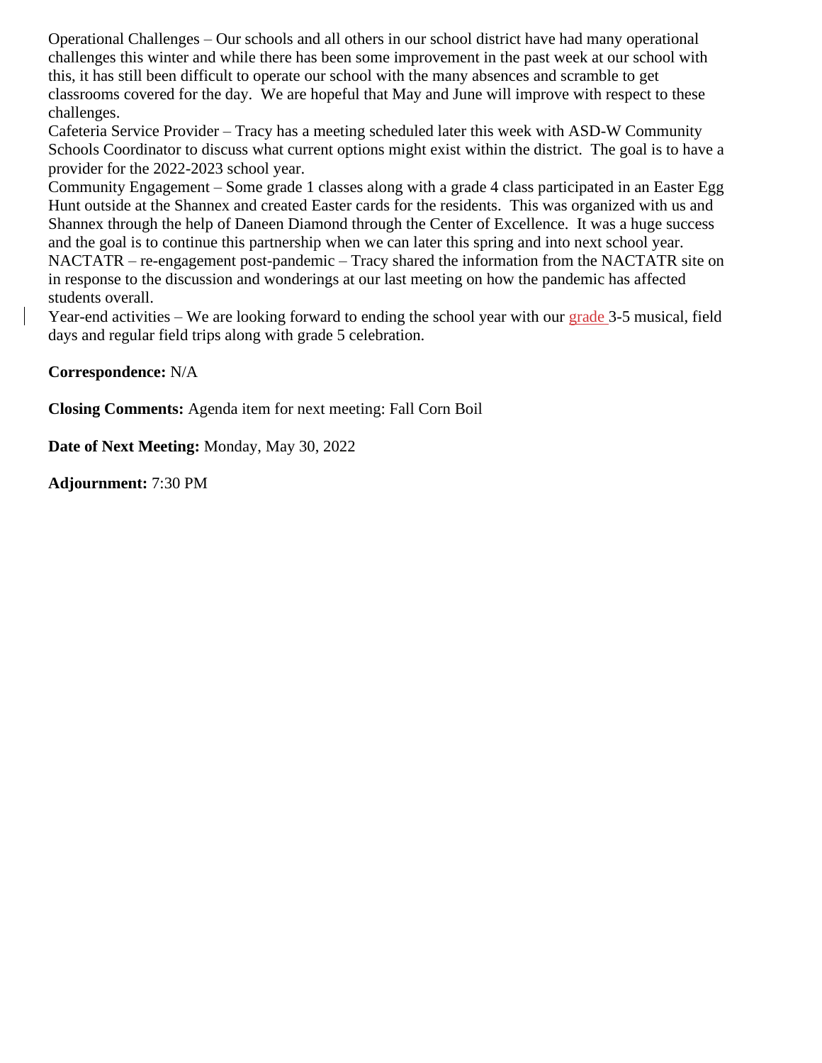Operational Challenges – Our schools and all others in our school district have had many operational challenges this winter and while there has been some improvement in the past week at our school with this, it has still been difficult to operate our school with the many absences and scramble to get classrooms covered for the day. We are hopeful that May and June will improve with respect to these challenges.

Cafeteria Service Provider – Tracy has a meeting scheduled later this week with ASD-W Community Schools Coordinator to discuss what current options might exist within the district. The goal is to have a provider for the 2022-2023 school year.

Community Engagement – Some grade 1 classes along with a grade 4 class participated in an Easter Egg Hunt outside at the Shannex and created Easter cards for the residents. This was organized with us and Shannex through the help of Daneen Diamond through the Center of Excellence. It was a huge success and the goal is to continue this partnership when we can later this spring and into next school year.

NACTATR – re-engagement post-pandemic – Tracy shared the information from the NACTATR site on in response to the discussion and wonderings at our last meeting on how the pandemic has affected students overall.

Year-end activities – We are looking forward to ending the school year with our grade 3-5 musical, field days and regular field trips along with grade 5 celebration.

**Correspondence:** N/A

**Closing Comments:** Agenda item for next meeting: Fall Corn Boil

**Date of Next Meeting:** Monday, May 30, 2022

**Adjournment:** 7:30 PM